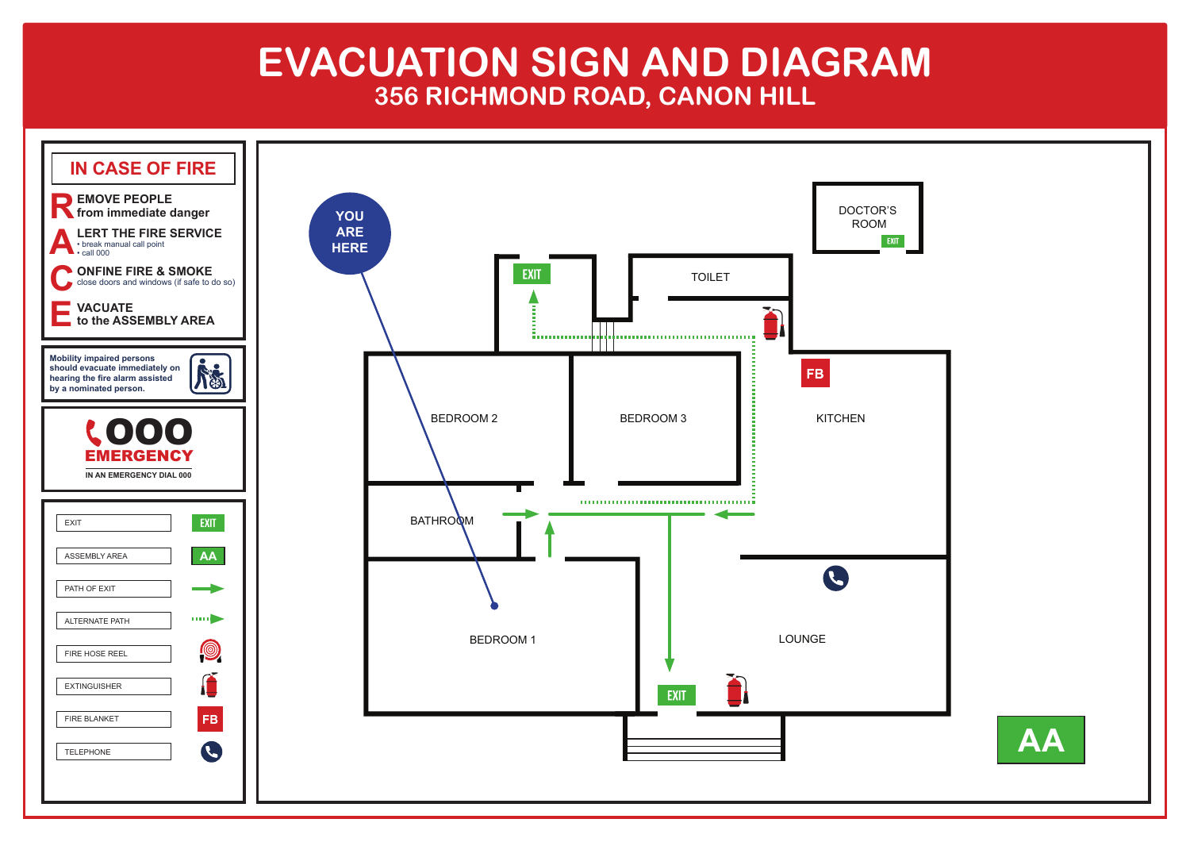# EVACUATION SIGN AND DIAGRAM

## 356 RICHMOND ROAD, CANON HILL

### IN CASE OF FIRE

**R**EMOVE PEOPLE from immediate danger

**A**LERT THE FIRE SERVICE
- break manual call point
- call 000

**C**ONFINE FIRE & SMOKE
close doors and windows (if safe to do so)

**E**VACUATE to the ASSEMBLY AREA

Mobility impaired persons should evacuate immediately on hearing the fire alarm assisted by a nominated person.

**000**
**EMERGENCY**
IN AN EMERGENCY DIAL 000

| Legend | Symbol |
| --- | --- |
| EXIT | EXIT |
| ASSEMBLY AREA | AA |
| PATH OF EXIT | |
| ALTERNATE PATH | |
| FIRE HOSE REEL | |
| EXTINGUISHER | |
| FIRE BLANKET | FB |
| TELEPHONE | |

YOU ARE HERE

DOCTOR'S ROOM

EXIT

TOILET

FB

BEDROOM 2

BEDROOM 3

KITCHEN

BATHROOM

BEDROOM 1

LOUNGE

EXIT

AA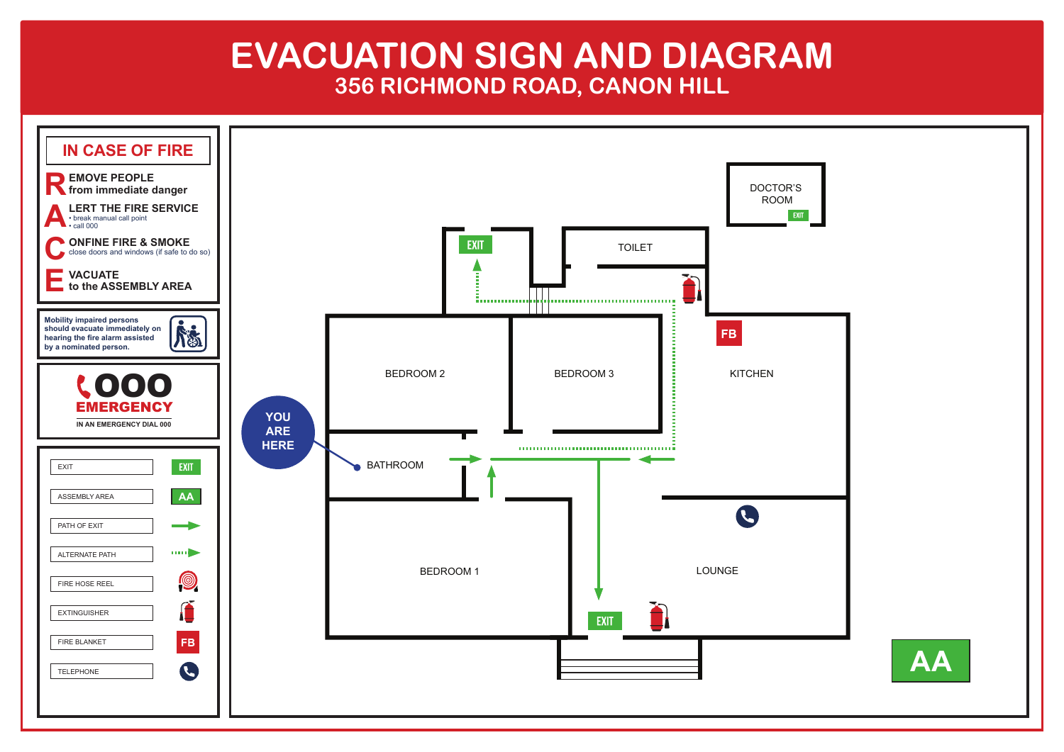# EVACUATION SIGN AND DIAGRAM

## 356 RICHMOND ROAD, CANON HILL

### IN CASE OF FIRE

**R** EMOVE PEOPLE from immediate danger

**A** LERT THE FIRE SERVICE
- break manual call point
- call 000

**C** ONFINE FIRE & SMOKE close doors and windows (if safe to do so)

**E** VACUATE to the ASSEMBLY AREA

**Mobility impaired persons should evacuate immediately on hearing the fire alarm assisted by a nominated person.**

**000 EMERGENCY**

IN AN EMERGENCY DIAL 000

| Legend | Symbol |
| --- | --- |
| EXIT | EXIT |
| ASSEMBLY AREA | AA |
| PATH OF EXIT | |
| ALTERNATE PATH | |
| FIRE HOSE REEL | |
| EXTINGUISHER | |
| FIRE BLANKET | FB |
| TELEPHONE | |

DOCTOR'S ROOM

EXIT

TOILET

BEDROOM 2

BEDROOM 3

FB

KITCHEN

YOU ARE HERE

BATHROOM

BEDROOM 1

LOUNGE

EXIT

AA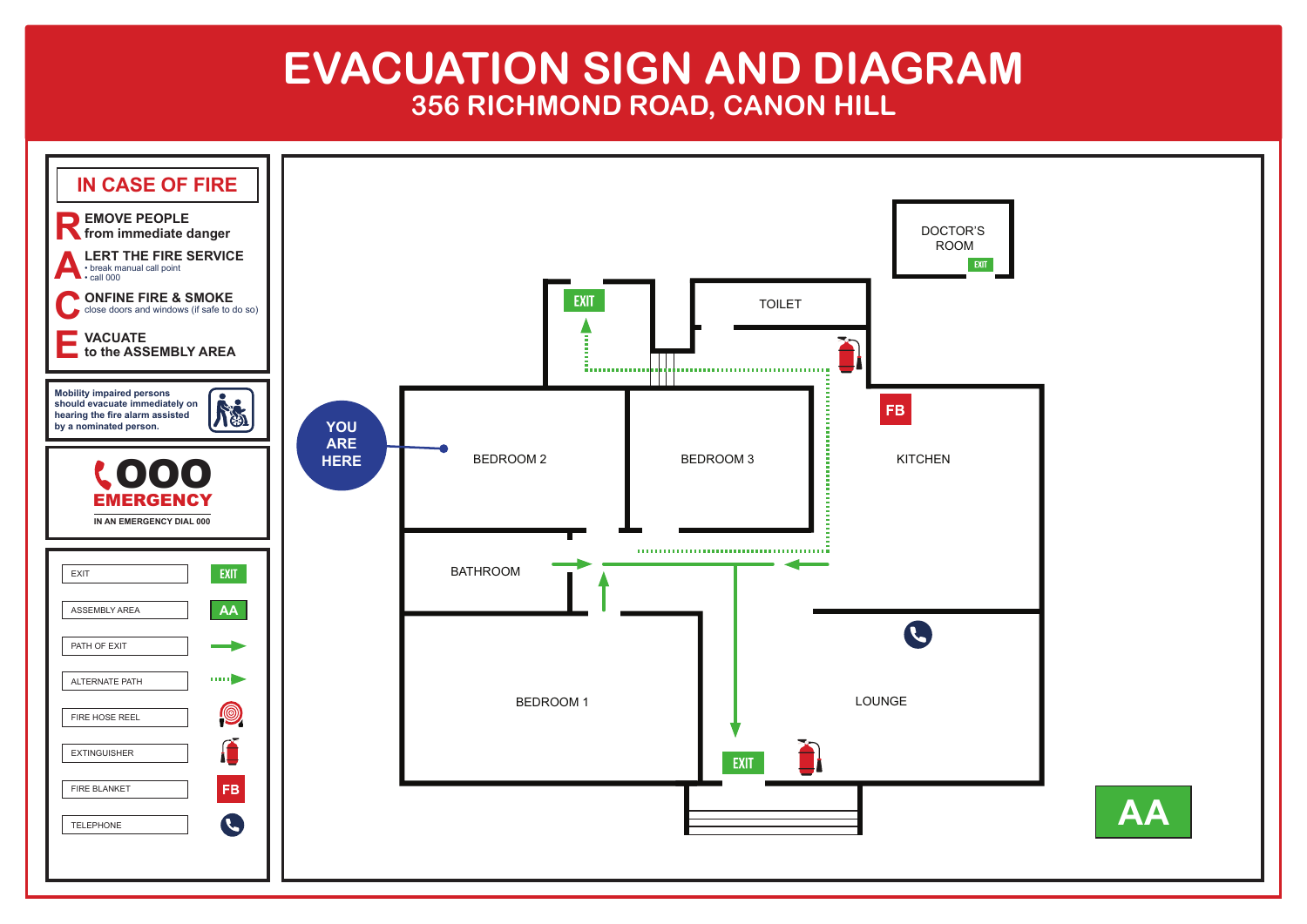# EVACUATION SIGN AND DIAGRAM

## 356 RICHMOND ROAD, CANON HILL

### IN CASE OF FIRE

**R**EMOVE PEOPLE from immediate danger

**A**LERT THE FIRE SERVICE
- break manual call point
- call 000

**C**ONFINE FIRE & SMOKE
close doors and windows (if safe to do so)

**E**VACUATE to the ASSEMBLY AREA

Mobility impaired persons should evacuate immediately on hearing the fire alarm assisted by a nominated person.

**000 EMERGENCY**

IN AN EMERGENCY DIAL 000

| Legend | Symbol |
| --- | --- |
| EXIT | EXIT |
| ASSEMBLY AREA | AA |
| PATH OF EXIT | |
| ALTERNATE PATH | |
| FIRE HOSE REEL | |
| EXTINGUISHER | |
| FIRE BLANKET | FB |
| TELEPHONE | |

YOU ARE HERE

DOCTOR'S ROOM

EXIT

TOILET

EXIT

FB

BEDROOM 2

BEDROOM 3

KITCHEN

BATHROOM

BEDROOM 1

LOUNGE

EXIT

AA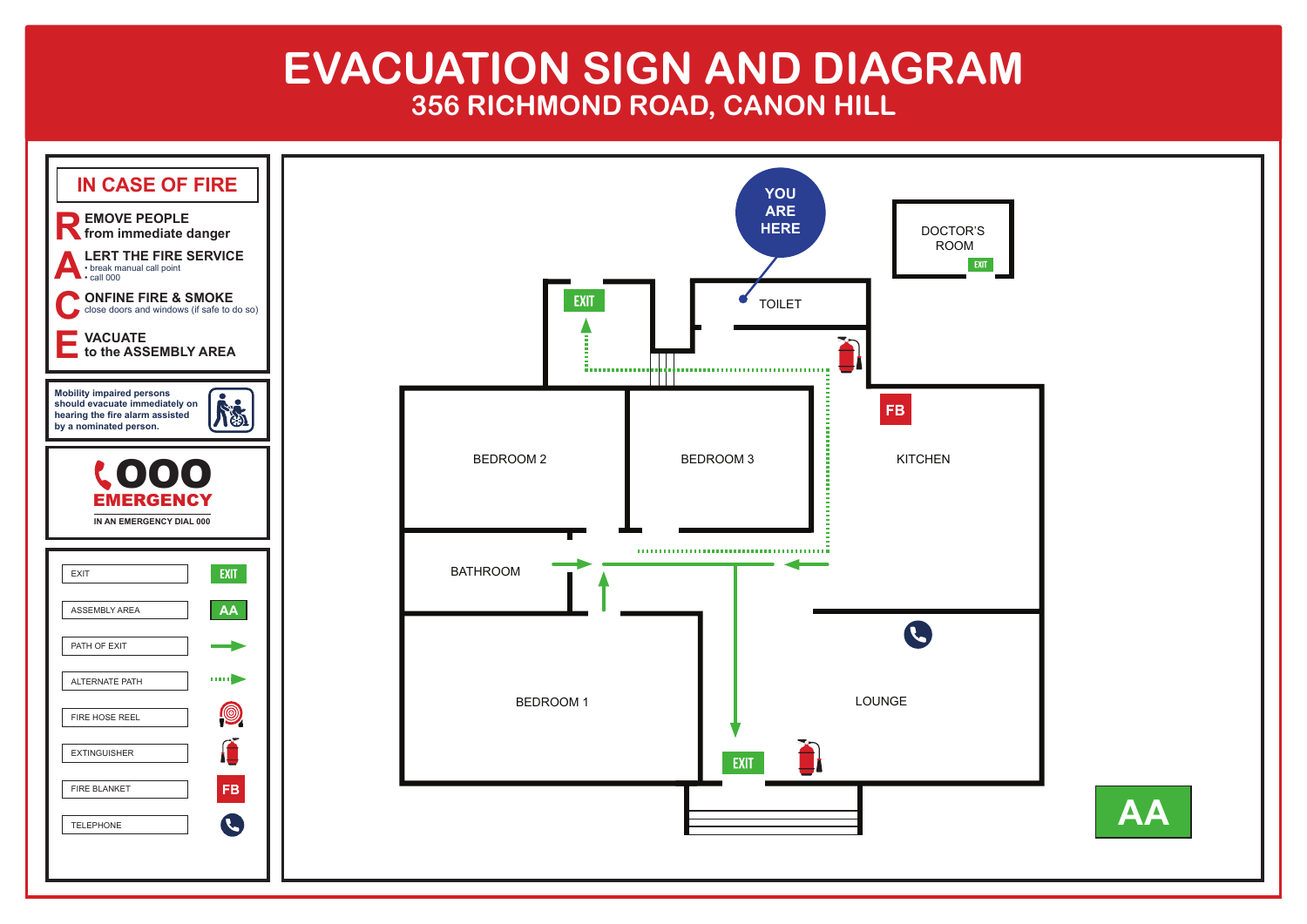# EVACUATION SIGN AND DIAGRAM

## 356 RICHMOND ROAD, CANON HILL

### IN CASE OF FIRE

**R** EMOVE PEOPLE
from immediate danger

**A** LERT THE FIRE SERVICE
- break manual call point
- call 000

**C** ONFINE FIRE & SMOKE
close doors and windows (if safe to do so)

**E** VACUATE
to the ASSEMBLY AREA

Mobility impaired persons should evacuate immediately on hearing the fire alarm assisted by a nominated person.

**000**
**EMERGENCY**
IN AN EMERGENCY DIAL 000

| Legend | Symbol |
|---|---|
| EXIT | EXIT |
| ASSEMBLY AREA | AA |
| PATH OF EXIT | |
| ALTERNATE PATH | |
| FIRE HOSE REEL | |
| EXTINGUISHER | |
| FIRE BLANKET | FB |
| TELEPHONE | |

YOU ARE HERE

DOCTOR'S ROOM

EXIT

EXIT

TOILET

FB

BEDROOM 2

BEDROOM 3

KITCHEN

BATHROOM

BEDROOM 1

LOUNGE

EXIT

AA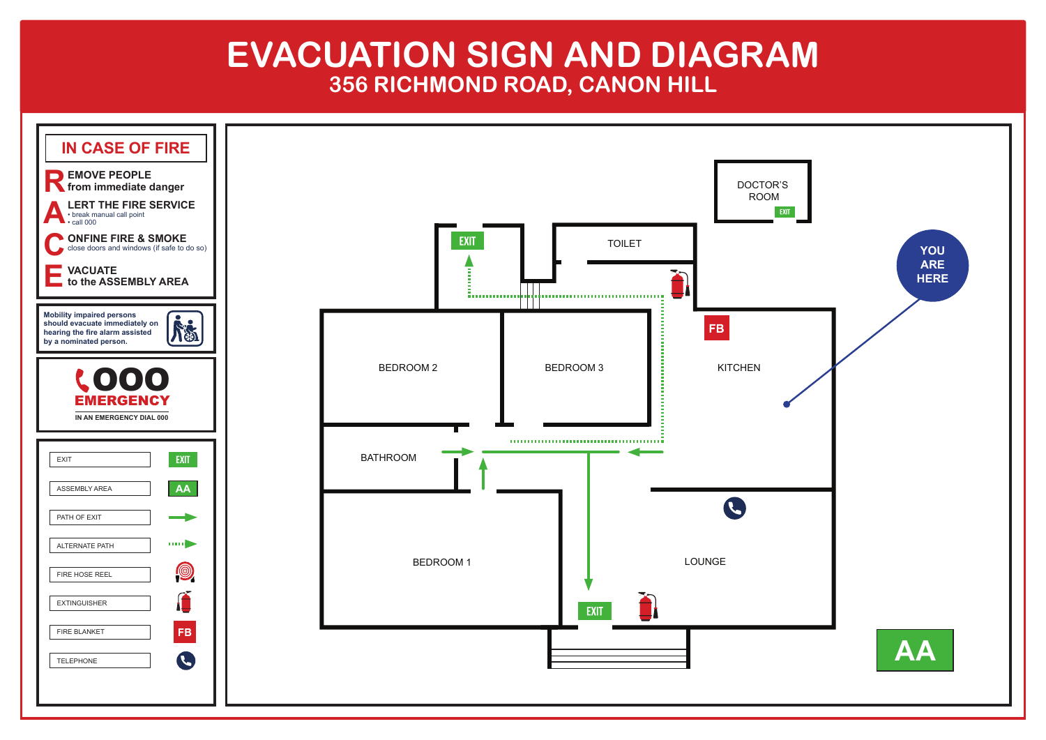# EVACUATION SIGN AND DIAGRAM

## 356 RICHMOND ROAD, CANON HILL

### IN CASE OF FIRE

**R**EMOVE PEOPLE from immediate danger

**A**LERT THE FIRE SERVICE
- break manual call point
- call 000

**C**ONFINE FIRE & SMOKE close doors and windows (if safe to do so)

**E**VACUATE to the ASSEMBLY AREA

Mobility impaired persons should evacuate immediately on hearing the fire alarm assisted by a nominated person.

**000**
**EMERGENCY**
IN AN EMERGENCY DIAL 000

| Legend | Symbol |
|---|---|
| EXIT | EXIT |
| ASSEMBLY AREA | AA |
| PATH OF EXIT | |
| ALTERNATE PATH | |
| FIRE HOSE REEL | |
| EXTINGUISHER | |
| FIRE BLANKET | FB |
| TELEPHONE | |

DOCTOR'S ROOM
EXIT
TOILET
EXIT
YOU ARE HERE
FB
BEDROOM 2
BEDROOM 3
KITCHEN
BATHROOM
BEDROOM 1
LOUNGE
EXIT
AA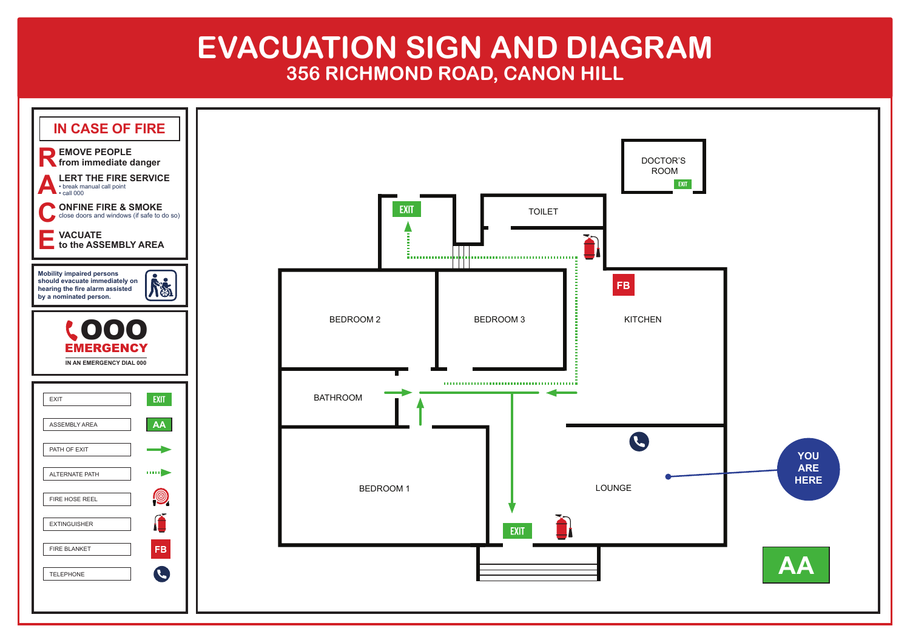# EVACUATION SIGN AND DIAGRAM

## 356 RICHMOND ROAD, CANON HILL

### IN CASE OF FIRE

**R** EMOVE PEOPLE from immediate danger

**A** LERT THE FIRE SERVICE
- break manual call point
- call 000

**C** ONFINE FIRE & SMOKE
close doors and windows (if safe to do so)

**E** VACUATE to the ASSEMBLY AREA

Mobility impaired persons should evacuate immediately on hearing the fire alarm assisted by a nominated person.

**000 EMERGENCY**

IN AN EMERGENCY DIAL 000

| Legend | Symbol |
|---|---|
| EXIT | EXIT |
| ASSEMBLY AREA | AA |
| PATH OF EXIT | |
| ALTERNATE PATH | |
| FIRE HOSE REEL | |
| EXTINGUISHER | |
| FIRE BLANKET | FB |
| TELEPHONE | |

DOCTOR'S ROOM

EXIT

TOILET

EXIT

FB

BEDROOM 2

BEDROOM 3

KITCHEN

BATHROOM

BEDROOM 1

LOUNGE

EXIT

YOU ARE HERE

AA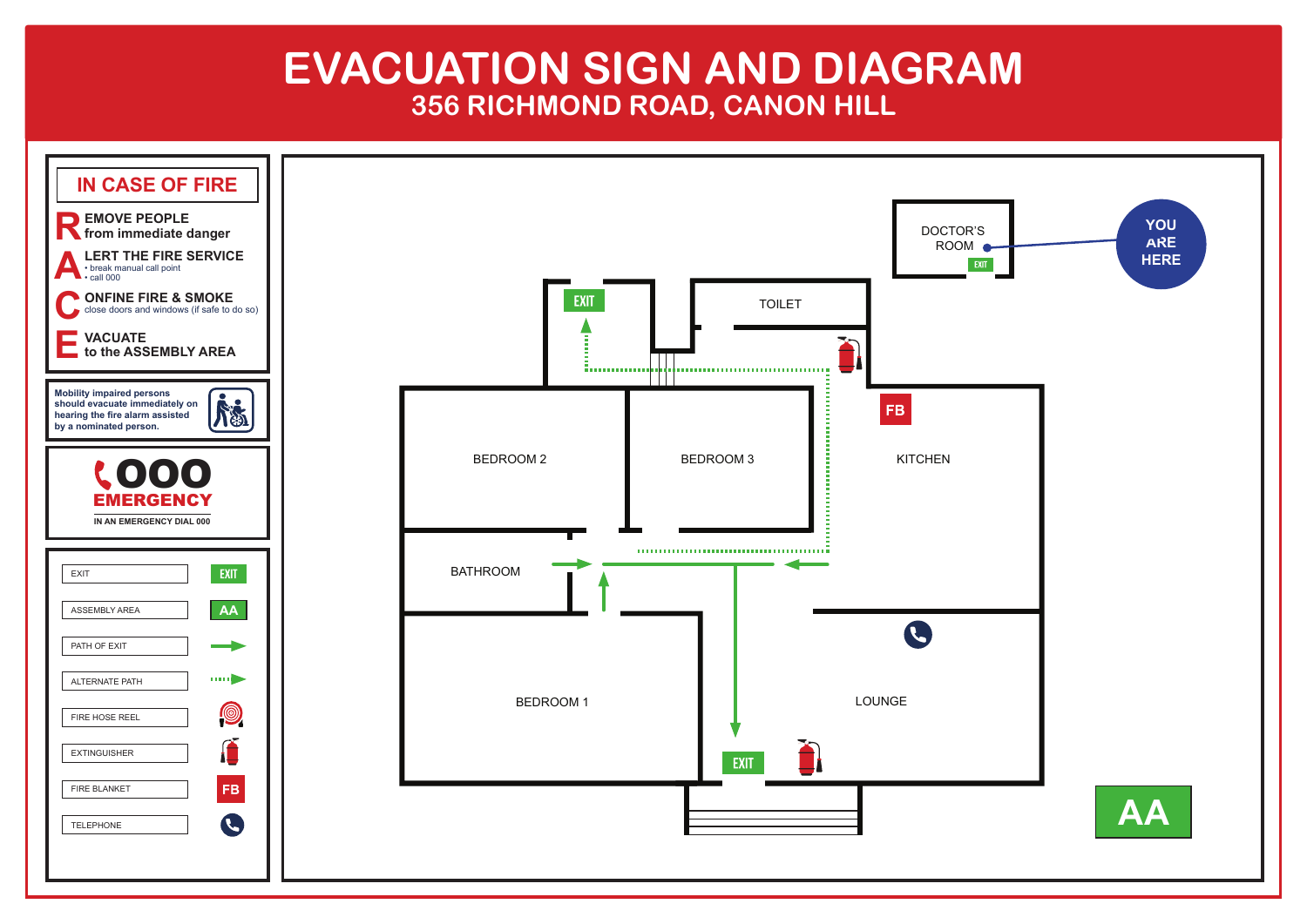# EVACUATION SIGN AND DIAGRAM

## 356 RICHMOND ROAD, CANON HILL

### IN CASE OF FIRE

**R**EMOVE PEOPLE
from immediate danger

**A**LERT THE FIRE SERVICE
- break manual call point
- call 000

**C**ONFINE FIRE & SMOKE
close doors and windows (if safe to do so)

**E**VACUATE
to the ASSEMBLY AREA

**Mobility impaired persons should evacuate immediately on hearing the fire alarm assisted by a nominated person.**

**000**
**EMERGENCY**
IN AN EMERGENCY DIAL 000

| | |
|---|---|
| EXIT | EXIT |
| ASSEMBLY AREA | AA |
| PATH OF EXIT | |
| ALTERNATE PATH | |
| FIRE HOSE REEL | |
| EXTINGUISHER | |
| FIRE BLANKET | FB |
| TELEPHONE | |

DOCTOR'S ROOM
EXIT
YOU ARE HERE
EXIT
TOILET
FB
BEDROOM 2
BEDROOM 3
KITCHEN
BATHROOM
BEDROOM 1
LOUNGE
EXIT
AA